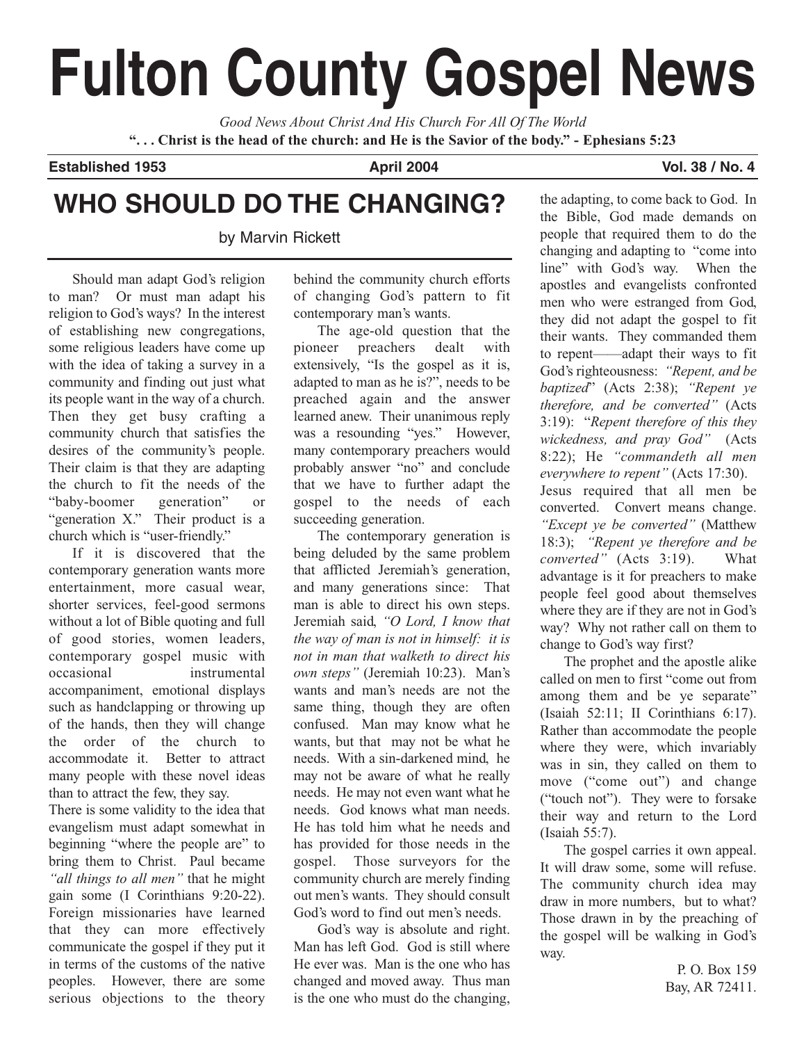# Fulton County Gospel News

*Good News About Christ And His Church For All Of The World*

**". . . Christ is the head of the church: and He is the Savior of the body." - Ephesians 5:23**

**Established 1953** | **April 2004** | **Vol. 38 / No. 4**

## WHO SHOULD DO THE CHANGING?

by Marvin Rickett

Should man adapt God's religion to man? Or must man adapt his religion to God's ways? In the interest of establishing new congregations, some religious leaders have come up with the idea of taking a survey in a community and finding out just what its people want in the way of a church. Then they get busy crafting a community church that satisfies the desires of the community's people. Their claim is that they are adapting the church to fit the needs of the "baby-boomer generation" or "generation X." Their product is a church which is "user-friendly."

If it is discovered that the contemporary generation wants more entertainment, more casual wear, shorter services, feel-good sermons without a lot of Bible quoting and full of good stories, women leaders, contemporary gospel music with occasional instrumental accompaniment, emotional displays such as handclapping or throwing up of the hands, then they will change the order of the church to accommodate it. Better to attract many people with these novel ideas than to attract the few, they say.

There is some validity to the idea that evangelism must adapt somewhat in beginning "where the people are" to bring them to Christ. Paul became *"all things to all men"* that he might gain some (I Corinthians 9:20-22). Foreign missionaries have learned that they can more effectively communicate the gospel if they put it in terms of the customs of the native peoples. However, there are some serious objections to the theory behind the community church efforts of changing God's pattern to fit contemporary man's wants.

The age-old question that the pioneer preachers dealt with extensively, "Is the gospel as it is, adapted to man as he is?", needs to be preached again and the answer learned anew. Their unanimous reply was a resounding "yes." However, many contemporary preachers would probably answer "no" and conclude that we have to further adapt the gospel to the needs of each succeeding generation.

The contemporary generation is being deluded by the same problem that afflicted Jeremiah's generation, and many generations since: That man is able to direct his own steps. Jeremiah said, *"O Lord, I know that the way of man is not in himself: it is not in man that walketh to direct his own steps"* (Jeremiah 10:23). Man's wants and man's needs are not the same thing, though they are often confused. Man may know what he wants, but that may not be what he needs. With a sin-darkened mind, he may not be aware of what he really needs. He may not even want what he needs. God knows what man needs. He has told him what he needs and has provided for those needs in the gospel. Those surveyors for the community church are merely finding out men's wants. They should consult God's word to find out men's needs.

God's way is absolute and right. Man has left God. God is still where He ever was. Man is the one who has changed and moved away. Thus man is the one who must do the changing, the adapting, to come back to God. In the Bible, God made demands on people that required them to do the changing and adapting to "come into line" with God's way. When the apostles and evangelists confronted men who were estranged from God, they did not adapt the gospel to fit their wants. They commanded them to repent——adapt their ways to fit God's righteousness: *"Repent, and be baptized*" (Acts 2:38); *"Repent ye therefore, and be converted"* (Acts 3:19): "*Repent therefore of this they wickedness, and pray God"* (Acts 8:22); He *"commandeth all men everywhere to repent"* (Acts 17:30). Jesus required that all men be converted. Convert means change. *"Except ye be converted"* (Matthew 18:3); *"Repent ye therefore and be converted"* (Acts 3:19). What advantage is it for preachers to make people feel good about themselves where they are if they are not in God's way? Why not rather call on them to change to God's way first?

The prophet and the apostle alike called on men to first "come out from among them and be ye separate" (Isaiah 52:11; II Corinthians 6:17). Rather than accommodate the people where they were, which invariably was in sin, they called on them to move ("come out") and change ("touch not"). They were to forsake their way and return to the Lord (Isaiah 55:7).

The gospel carries it own appeal. It will draw some, some will refuse. The community church idea may draw in more numbers, but to what? Those drawn in by the preaching of the gospel will be walking in God's way.

P. O. Box 159
Bay, AR 72411.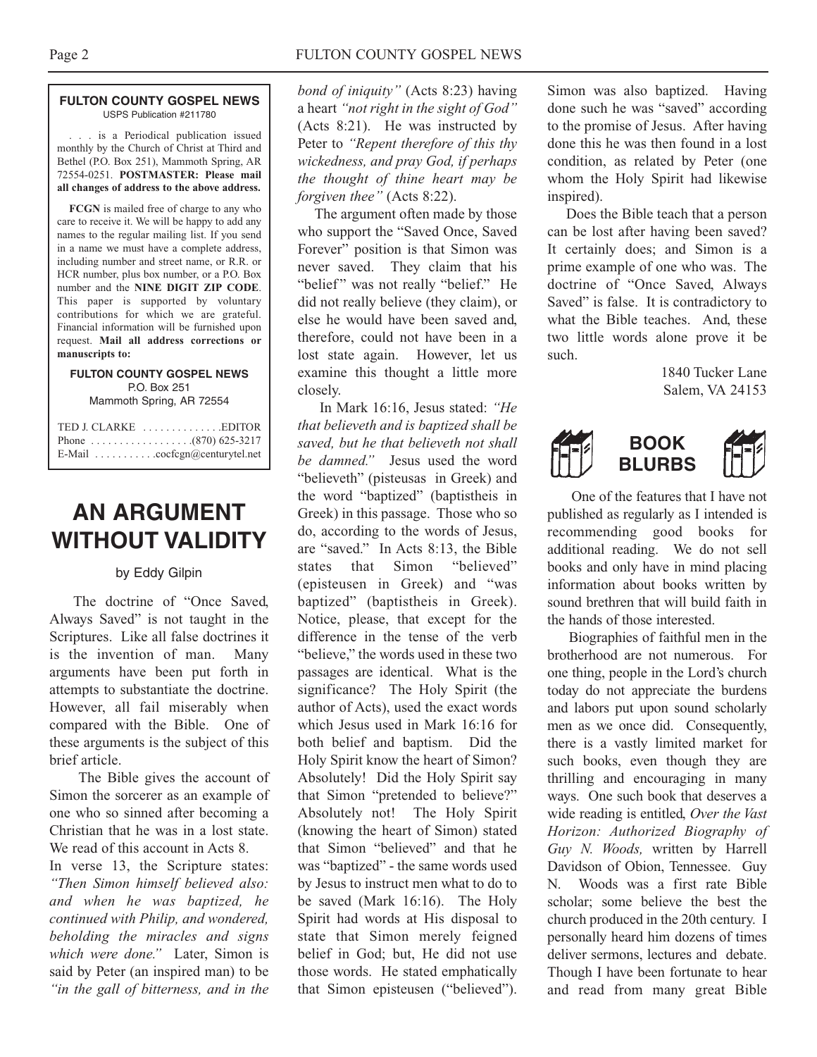**FULTON COUNTY GOSPEL NEWS**
USPS Publication #211780

. . . is a Periodical publication issued monthly by the Church of Christ at Third and Bethel (P.O. Box 251), Mammoth Spring, AR 72554-0251. **POSTMASTER: Please mail all changes of address to the above address.**

**FCGN** is mailed free of charge to any who care to receive it. We will be happy to add any names to the regular mailing list. If you send in a name we must have a complete address, including number and street name, or R.R. or HCR number, plus box number, or a P.O. Box number and the **NINE DIGIT ZIP CODE**. This paper is supported by voluntary contributions for which we are grateful. Financial information will be furnished upon request. **Mail all address corrections or manuscripts to:**

**FULTON COUNTY GOSPEL NEWS**
P.O. Box 251
Mammoth Spring, AR 72554

TED J. CLARKE . . . . . . . . . . . . . .EDITOR
Phone . . . . . . . . . . . . . . . . . .(870) 625-3217
E-Mail . . . . . . . . . . .cocfcgn@centurytel.net

# AN ARGUMENT WITHOUT VALIDITY

by Eddy Gilpin

The doctrine of "Once Saved, Always Saved" is not taught in the Scriptures. Like all false doctrines it is the invention of man. Many arguments have been put forth in attempts to substantiate the doctrine. However, all fail miserably when compared with the Bible. One of these arguments is the subject of this brief article.

The Bible gives the account of Simon the sorcerer as an example of one who so sinned after becoming a Christian that he was in a lost state. We read of this account in Acts 8.

In verse 13, the Scripture states: *"Then Simon himself believed also: and when he was baptized, he continued with Philip, and wondered, beholding the miracles and signs which were done."* Later, Simon is said by Peter (an inspired man) to be *"in the gall of bitterness, and in the bond of iniquity"* (Acts 8:23) having a heart *"not right in the sight of God"* (Acts 8:21). He was instructed by Peter to *"Repent therefore of this thy wickedness, and pray God, if perhaps the thought of thine heart may be forgiven thee"* (Acts 8:22).

The argument often made by those who support the "Saved Once, Saved Forever" position is that Simon was never saved. They claim that his "belief" was not really "belief." He did not really believe (they claim), or else he would have been saved and, therefore, could not have been in a lost state again. However, let us examine this thought a little more closely.

In Mark 16:16, Jesus stated: *"He that believeth and is baptized shall be saved, but he that believeth not shall be damned."* Jesus used the word "believeth" (pisteusas in Greek) and the word "baptized" (baptistheis in Greek) in this passage. Those who so do, according to the words of Jesus, are "saved." In Acts 8:13, the Bible states that Simon "believed" (episteusen in Greek) and "was baptized" (baptistheis in Greek). Notice, please, that except for the difference in the tense of the verb "believe," the words used in these two passages are identical. What is the significance? The Holy Spirit (the author of Acts), used the exact words which Jesus used in Mark 16:16 for both belief and baptism. Did the Holy Spirit know the heart of Simon? Absolutely! Did the Holy Spirit say that Simon "pretended to believe?" Absolutely not! The Holy Spirit (knowing the heart of Simon) stated that Simon "believed" and that he was "baptized" - the same words used by Jesus to instruct men what to do to be saved (Mark 16:16). The Holy Spirit had words at His disposal to state that Simon merely feigned belief in God; but, He did not use those words. He stated emphatically that Simon episteusen ("believed"). Simon was also baptized. Having done such he was "saved" according to the promise of Jesus. After having done this he was then found in a lost condition, as related by Peter (one whom the Holy Spirit had likewise inspired).

Does the Bible teach that a person can be lost after having been saved? It certainly does; and Simon is a prime example of one who was. The doctrine of "Once Saved, Always Saved" is false. It is contradictory to what the Bible teaches. And, these two little words alone prove it be such.

1840 Tucker Lane
Salem, VA 24153

# BOOK BLURBS

One of the features that I have not published as regularly as I intended is recommending good books for additional reading. We do not sell books and only have in mind placing information about books written by sound brethren that will build faith in the hands of those interested.

Biographies of faithful men in the brotherhood are not numerous. For one thing, people in the Lord's church today do not appreciate the burdens and labors put upon sound scholarly men as we once did. Consequently, there is a vastly limited market for such books, even though they are thrilling and encouraging in many ways. One such book that deserves a wide reading is entitled, *Over the Vast Horizon: Authorized Biography of Guy N. Woods,* written by Harrell Davidson of Obion, Tennessee. Guy N. Woods was a first rate Bible scholar; some believe the best the church produced in the 20th century. I personally heard him dozens of times deliver sermons, lectures and debate. Though I have been fortunate to hear and read from many great Bible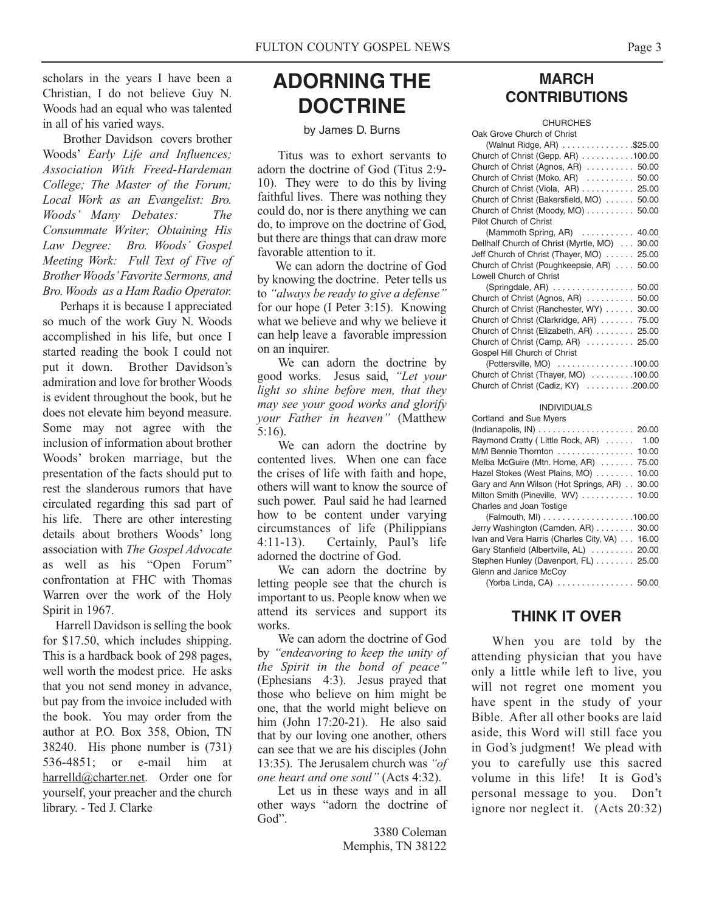scholars in the years I have been a Christian, I do not believe Guy N. Woods had an equal who was talented in all of his varied ways.

Brother Davidson covers brother Woods' *Early Life and Influences; Association With Freed-Hardeman College; The Master of the Forum; Local Work as an Evangelist: Bro. Woods' Many Debates: The Consummate Writer; Obtaining His Law Degree: Bro. Woods' Gospel Meeting Work: Full Text of Five of Brother Woods' Favorite Sermons, and Bro. Woods as a Ham Radio Operator.*

Perhaps it is because I appreciated so much of the work Guy N. Woods accomplished in his life, but once I started reading the book I could not put it down. Brother Davidson's admiration and love for brother Woods is evident throughout the book, but he does not elevate him beyond measure. Some may not agree with the inclusion of information about brother Woods' broken marriage, but the presentation of the facts should put to rest the slanderous rumors that have circulated regarding this sad part of his life. There are other interesting details about brothers Woods' long association with *The Gospel Advocate* as well as his "Open Forum" confrontation at FHC with Thomas Warren over the work of the Holy Spirit in 1967.

Harrell Davidson is selling the book for $17.50, which includes shipping. This is a hardback book of 298 pages, well worth the modest price. He asks that you not send money in advance, but pay from the invoice included with the book. You may order from the author at P.O. Box 358, Obion, TN 38240. His phone number is (731) 536-4851; or e-mail him at harrelld@charter.net. Order one for yourself, your preacher and the church library. - Ted J. Clarke

# ADORNING THE DOCTRINE

by James D. Burns

Titus was to exhort servants to adorn the doctrine of God (Titus 2:9-10). They were to do this by living faithful lives. There was nothing they could do, nor is there anything we can do, to improve on the doctrine of God, but there are things that can draw more favorable attention to it.

We can adorn the doctrine of God by knowing the doctrine. Peter tells us to *"always be ready to give a defense"* for our hope (I Peter 3:15). Knowing what we believe and why we believe it can help leave a favorable impression on an inquirer.

We can adorn the doctrine by good works. Jesus said, *"Let your light so shine before men, that they may see your good works and glorify your Father in heaven"* (Matthew 5:16).

We can adorn the doctrine by contented lives. When one can face the crises of life with faith and hope, others will want to know the source of such power. Paul said he had learned how to be content under varying circumstances of life (Philippians 4:11-13). Certainly, Paul's life adorned the doctrine of God.

We can adorn the doctrine by letting people see that the church is important to us. People know when we attend its services and support its works.

We can adorn the doctrine of God by *"endeavoring to keep the unity of the Spirit in the bond of peace"* (Ephesians 4:3). Jesus prayed that those who believe on him might be one, that the world might believe on him (John 17:20-21). He also said that by our loving one another, others can see that we are his disciples (John 13:35). The Jerusalem church was *"of one heart and one soul"* (Acts 4:32).

Let us in these ways and in all other ways "adorn the doctrine of God".

3380 Coleman
Memphis, TN 38122

# MARCH CONTRIBUTIONS

CHURCHES

| Church | Amount |
|---|---|
| Oak Grove Church of Christ (Walnut Ridge, AR) | $25.00 |
| Church of Christ (Gepp, AR) | 100.00 |
| Church of Christ (Agnos, AR) | 50.00 |
| Church of Christ (Moko, AR) | 50.00 |
| Church of Christ (Viola, AR) | 25.00 |
| Church of Christ (Bakersfield, MO) | 50.00 |
| Church of Christ (Moody, MO) | 50.00 |
| Pilot Church of Christ (Mammoth Spring, AR) | 40.00 |
| Dellhalf Church of Christ (Myrtle, MO) | 30.00 |
| Jeff Church of Christ (Thayer, MO) | 25.00 |
| Church of Christ (Poughkeepsie, AR) | 50.00 |
| Lowell Church of Christ (Springdale, AR) | 50.00 |
| Church of Christ (Agnos, AR) | 50.00 |
| Church of Christ (Ranchester, WY) | 30.00 |
| Church of Christ (Clarkridge, AR) | 75.00 |
| Church of Christ (Elizabeth, AR) | 25.00 |
| Church of Christ (Camp, AR) | 25.00 |
| Gospel Hill Church of Christ (Pottersville, MO) | 100.00 |
| Church of Christ (Thayer, MO) | 100.00 |
| Church of Christ (Cadiz, KY) | 200.00 |

INDIVIDUALS

| Individual | Amount |
|---|---|
| Cortland and Sue Myers (Indianapolis, IN) | 20.00 |
| Raymond Cratty ( Little Rock, AR) | 1.00 |
| M/M Bennie Thornton | 10.00 |
| Melba McGuire (Mtn. Home, AR) | 75.00 |
| Hazel Stokes (West Plains, MO) | 10.00 |
| Gary and Ann Wilson (Hot Springs, AR) | 30.00 |
| Milton Smith (Pineville, WV) | 10.00 |
| Charles and Joan Tostige (Falmouth, MI) | 100.00 |
| Jerry Washington (Camden, AR) | 30.00 |
| Ivan and Vera Harris (Charles City, VA) | 16.00 |
| Gary Stanfield (Albertville, AL) | 20.00 |
| Stephen Hunley (Davenport, FL) | 25.00 |
| Glenn and Janice McCoy (Yorba Linda, CA) | 50.00 |

# THINK IT OVER

When you are told by the attending physician that you have only a little while left to live, you will not regret one moment you have spent in the study of your Bible. After all other books are laid aside, this Word will still face you in God's judgment! We plead with you to carefully use this sacred volume in this life! It is God's personal message to you. Don't ignore nor neglect it. (Acts 20:32)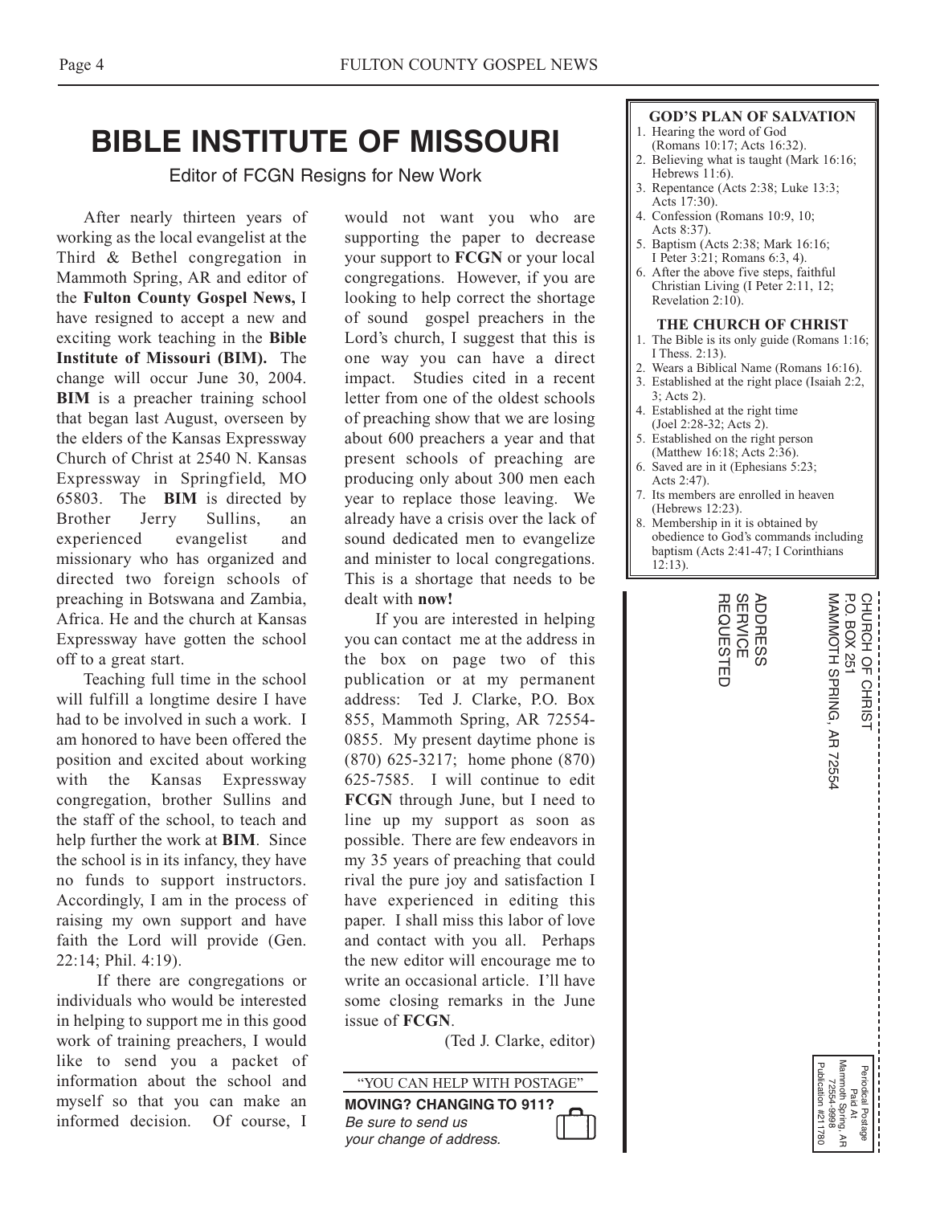# BIBLE INSTITUTE OF MISSOURI

Editor of FCGN Resigns for New Work

After nearly thirteen years of working as the local evangelist at the Third & Bethel congregation in Mammoth Spring, AR and editor of the **Fulton County Gospel News,** I have resigned to accept a new and exciting work teaching in the **Bible Institute of Missouri (BIM).** The change will occur June 30, 2004. **BIM** is a preacher training school that began last August, overseen by the elders of the Kansas Expressway Church of Christ at 2540 N. Kansas Expressway in Springfield, MO 65803. The **BIM** is directed by Brother Jerry Sullins, an experienced evangelist and missionary who has organized and directed two foreign schools of preaching in Botswana and Zambia, Africa. He and the church at Kansas Expressway have gotten the school off to a great start.

Teaching full time in the school will fulfill a longtime desire I have had to be involved in such a work. I am honored to have been offered the position and excited about working with the Kansas Expressway congregation, brother Sullins and the staff of the school, to teach and help further the work at **BIM**. Since the school is in its infancy, they have no funds to support instructors. Accordingly, I am in the process of raising my own support and have faith the Lord will provide (Gen. 22:14; Phil. 4:19).

If there are congregations or individuals who would be interested in helping to support me in this good work of training preachers, I would like to send you a packet of information about the school and myself so that you can make an informed decision. Of course, I would not want you who are supporting the paper to decrease your support to **FCGN** or your local congregations. However, if you are looking to help correct the shortage of sound gospel preachers in the Lord's church, I suggest that this is one way you can have a direct impact. Studies cited in a recent letter from one of the oldest schools of preaching show that we are losing about 600 preachers a year and that present schools of preaching are producing only about 300 men each year to replace those leaving. We already have a crisis over the lack of sound dedicated men to evangelize and minister to local congregations. This is a shortage that needs to be dealt with **now!**

If you are interested in helping you can contact me at the address in the box on page two of this publication or at my permanent address: Ted J. Clarke, P.O. Box 855, Mammoth Spring, AR 72554-0855. My present daytime phone is (870) 625-3217; home phone (870) 625-7585. I will continue to edit **FCGN** through June, but I need to line up my support as soon as possible. There are few endeavors in my 35 years of preaching that could rival the pure joy and satisfaction I have experienced in editing this paper. I shall miss this labor of love and contact with you all. Perhaps the new editor will encourage me to write an occasional article. I'll have some closing remarks in the June issue of **FCGN**.

(Ted J. Clarke, editor)

"YOU CAN HELP WITH POSTAGE"

**MOVING? CHANGING TO 911?**
*Be sure to send us your change of address.*

**GOD'S PLAN OF SALVATION**

1. Hearing the word of God (Romans 10:17; Acts 16:32).
2. Believing what is taught (Mark 16:16; Hebrews 11:6).
3. Repentance (Acts 2:38; Luke 13:3; Acts 17:30).
4. Confession (Romans 10:9, 10; Acts 8:37).
5. Baptism (Acts 2:38; Mark 16:16; I Peter 3:21; Romans 6:3, 4).
6. After the above five steps, faithful Christian Living (I Peter 2:11, 12; Revelation 2:10).

**THE CHURCH OF CHRIST**

1. The Bible is its only guide (Romans 1:16; I Thess. 2:13).
2. Wears a Biblical Name (Romans 16:16).
3. Established at the right place (Isaiah 2:2, 3; Acts 2).
4. Established at the right time (Joel 2:28-32; Acts 2).
5. Established on the right person (Matthew 16:18; Acts 2:36).
6. Saved are in it (Ephesians 5:23; Acts 2:47).
7. Its members are enrolled in heaven (Hebrews 12:23).
8. Membership in it is obtained by obedience to God's commands including baptism (Acts 2:41-47; I Corinthians 12:13).

CHURCH OF CHRIST
P.O. BOX 251
MAMMOTH SPRING, AR 72554

ADDRESS
SERVICE
REQUESTED

Periodical Postage
Paid At
Mammoth Spring, AR
72554-9998
Publication #211780